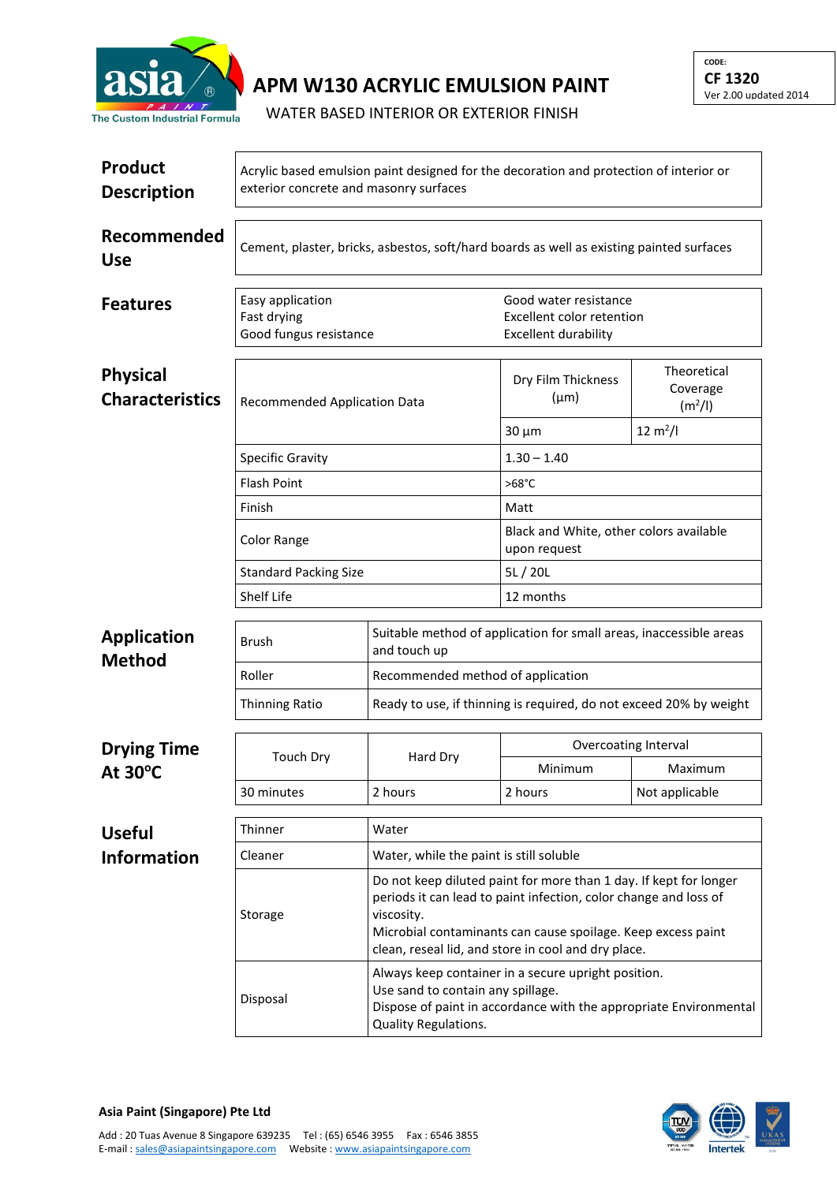asia PAINT
The Custom Industrial Formula

# APM W130 ACRYLIC EMULSION PAINT

WATER BASED INTERIOR OR EXTERIOR FINISH

CODE:
**CF 1320**
Ver 2.00 updated 2014

## Product Description

Acrylic based emulsion paint designed for the decoration and protection of interior or exterior concrete and masonry surfaces

## Recommended Use

Cement, plaster, bricks, asbestos, soft/hard boards as well as existing painted surfaces

## Features

| | |
|---|---|
| Easy application | Good water resistance |
| Fast drying | Excellent color retention |
| Good fungus resistance | Excellent durability |

## Physical Characteristics

| Recommended Application Data | Dry Film Thickness (µm) | Theoretical Coverage (m$^2$/l) |
|---|---|---|
| | 30 µm | 12 m$^2$/l |
| Specific Gravity | 1.30 – 1.40 | |
| Flash Point | >68°C | |
| Finish | Matt | |
| Color Range | Black and White, other colors available upon request | |
| Standard Packing Size | 5L / 20L | |
| Shelf Life | 12 months | |

## Application Method

| | |
|---|---|
| Brush | Suitable method of application for small areas, inaccessible areas and touch up |
| Roller | Recommended method of application |
| Thinning Ratio | Ready to use, if thinning is required, do not exceed 20% by weight |

## Drying Time At 30°C

| Touch Dry | Hard Dry | Overcoating Interval | |
|---|---|---|---|
| | | Minimum | Maximum |
| 30 minutes | 2 hours | 2 hours | Not applicable |

## Useful Information

| | |
|---|---|
| Thinner | Water |
| Cleaner | Water, while the paint is still soluble |
| Storage | Do not keep diluted paint for more than 1 day. If kept for longer periods it can lead to paint infection, color change and loss of viscosity.<br>Microbial contaminants can cause spoilage. Keep excess paint clean, reseal lid, and store in cool and dry place. |
| Disposal | Always keep container in a secure upright position.<br>Use sand to contain any spillage.<br>Dispose of paint in accordance with the appropriate Environmental Quality Regulations. |

**Asia Paint (Singapore) Pte Ltd**

Add : 20 Tuas Avenue 8 Singapore 639235 Tel : (65) 6546 3955 Fax : 6546 3855
E-mail : sales@asiapaintsingapore.com Website : www.asiapaintsingapore.com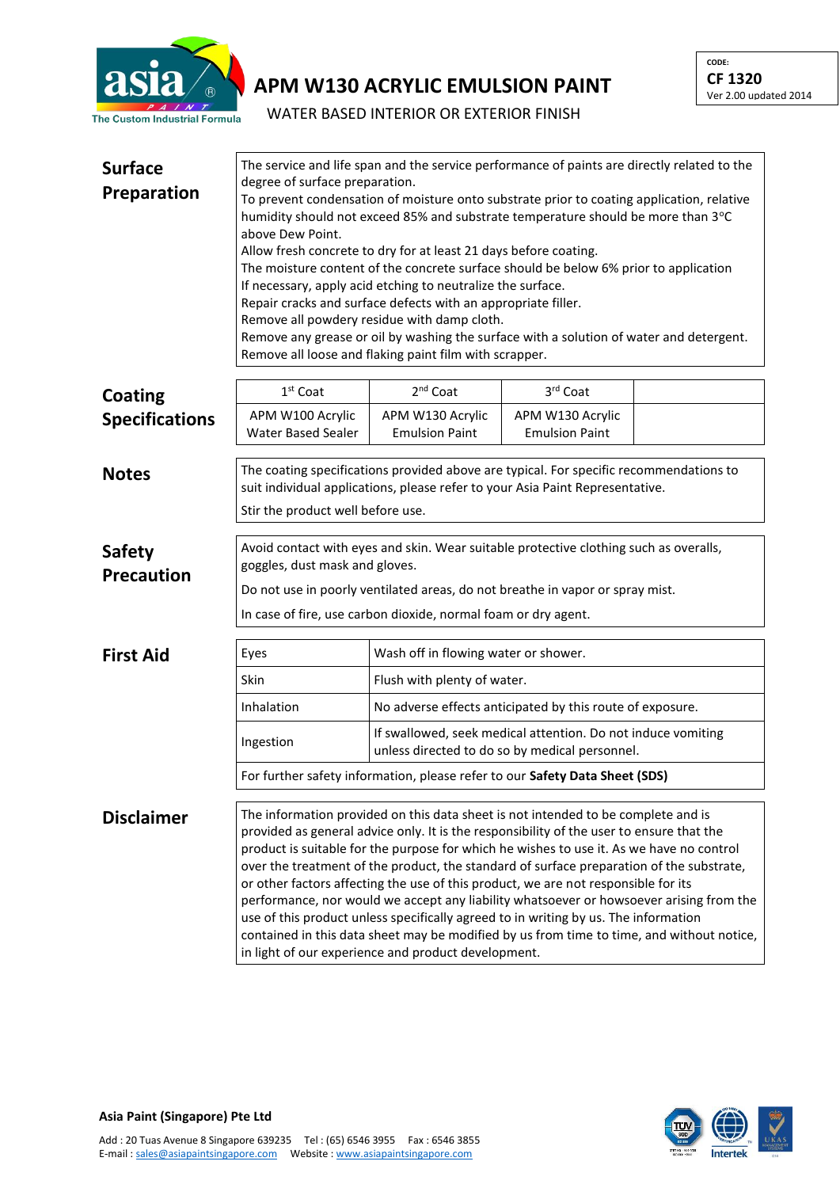# APM W130 ACRYLIC EMULSION PAINT

WATER BASED INTERIOR OR EXTERIOR FINISH

CODE:
**CF 1320**
Ver 2.00 updated 2014

## Surface Preparation

The service and life span and the service performance of paints are directly related to the degree of surface preparation.
To prevent condensation of moisture onto substrate prior to coating application, relative humidity should not exceed 85% and substrate temperature should be more than 3°C above Dew Point.
Allow fresh concrete to dry for at least 21 days before coating.
The moisture content of the concrete surface should be below 6% prior to application
If necessary, apply acid etching to neutralize the surface.
Repair cracks and surface defects with an appropriate filler.
Remove all powdery residue with damp cloth.
Remove any grease or oil by washing the surface with a solution of water and detergent.
Remove all loose and flaking paint film with scrapper.

## Coating Specifications

| 1st Coat | 2nd Coat | 3rd Coat | |
|---|---|---|---|
| APM W100 Acrylic Water Based Sealer | APM W130 Acrylic Emulsion Paint | APM W130 Acrylic Emulsion Paint | |

## Notes

The coating specifications provided above are typical. For specific recommendations to suit individual applications, please refer to your Asia Paint Representative.

Stir the product well before use.

## Safety Precaution

Avoid contact with eyes and skin. Wear suitable protective clothing such as overalls, goggles, dust mask and gloves.

Do not use in poorly ventilated areas, do not breathe in vapor or spray mist.

In case of fire, use carbon dioxide, normal foam or dry agent.

## First Aid

| | |
|---|---|
| Eyes | Wash off in flowing water or shower. |
| Skin | Flush with plenty of water. |
| Inhalation | No adverse effects anticipated by this route of exposure. |
| Ingestion | If swallowed, seek medical attention. Do not induce vomiting unless directed to do so by medical personnel. |

For further safety information, please refer to our **Safety Data Sheet (SDS)**

## Disclaimer

The information provided on this data sheet is not intended to be complete and is provided as general advice only. It is the responsibility of the user to ensure that the product is suitable for the purpose for which he wishes to use it. As we have no control over the treatment of the product, the standard of surface preparation of the substrate, or other factors affecting the use of this product, we are not responsible for its performance, nor would we accept any liability whatsoever or howsoever arising from the use of this product unless specifically agreed to in writing by us. The information contained in this data sheet may be modified by us from time to time, and without notice, in light of our experience and product development.

**Asia Paint (Singapore) Pte Ltd**

Add : 20 Tuas Avenue 8 Singapore 639235 Tel : (65) 6546 3955 Fax : 6546 3855
E-mail : sales@asiapaintsingapore.com Website : www.asiapaintsingapore.com